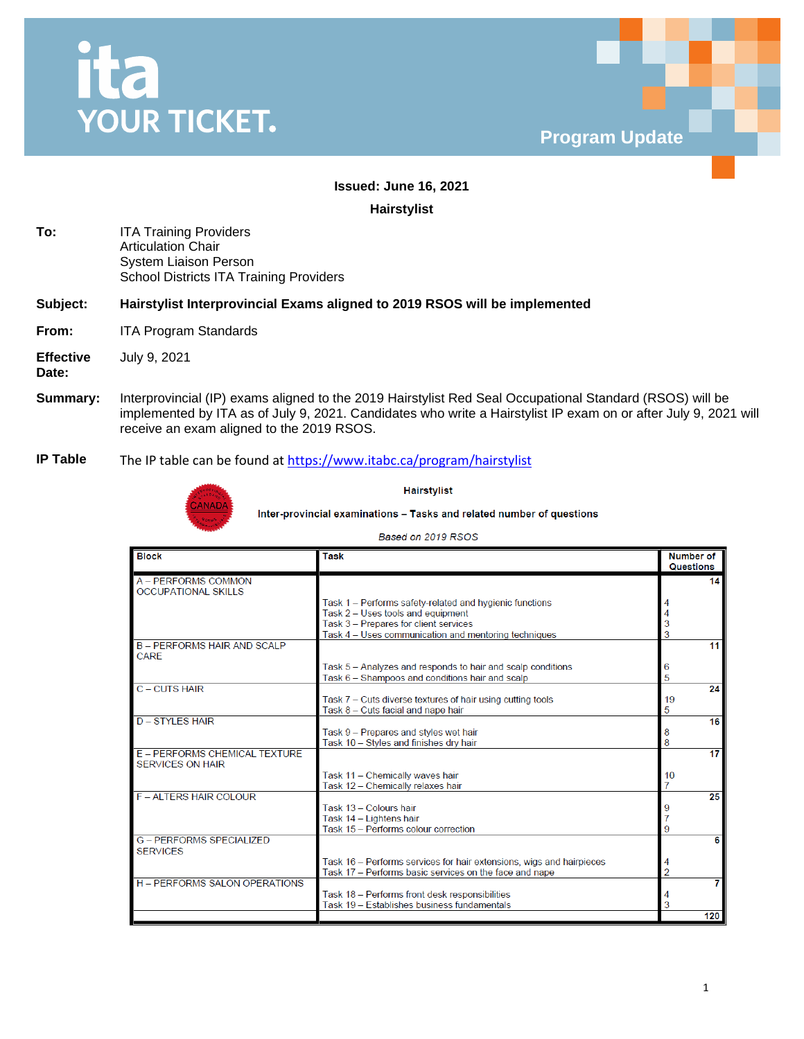ita
YOUR TICKET.

Program Update

**Issued: June 16, 2021**

**Hairstylist**

**To:** ITA Training Providers
Articulation Chair
System Liaison Person
School Districts ITA Training Providers

**Subject:** **Hairstylist Interprovincial Exams aligned to 2019 RSOS will be implemented**

**From:** ITA Program Standards

**Effective Date:** July 9, 2021

**Summary:** Interprovincial (IP) exams aligned to the 2019 Hairstylist Red Seal Occupational Standard (RSOS) will be implemented by ITA as of July 9, 2021. Candidates who write a Hairstylist IP exam on or after July 9, 2021 will receive an exam aligned to the 2019 RSOS.

**IP Table** The IP table can be found at https://www.itabc.ca/program/hairstylist

**Hairstylist**

**Inter-provincial examinations – Tasks and related number of questions**

*Based on 2019 RSOS*

| Block | Task | Number of Questions |
|---|---|---|
| A – PERFORMS COMMON OCCUPATIONAL SKILLS | | 14 |
| | Task 1 – Performs safety-related and hygienic functions | 4 |
| | Task 2 – Uses tools and equipment | 4 |
| | Task 3 – Prepares for client services | 3 |
| | Task 4 – Uses communication and mentoring techniques | 3 |
| B – PERFORMS HAIR AND SCALP CARE | | 11 |
| | Task 5 – Analyzes and responds to hair and scalp conditions | 6 |
| | Task 6 – Shampoos and conditions hair and scalp | 5 |
| C – CUTS HAIR | | 24 |
| | Task 7 – Cuts diverse textures of hair using cutting tools | 19 |
| | Task 8 – Cuts facial and nape hair | 5 |
| D – STYLES HAIR | | 16 |
| | Task 9 – Prepares and styles wet hair | 8 |
| | Task 10 – Styles and finishes dry hair | 8 |
| E – PERFORMS CHEMICAL TEXTURE SERVICES ON HAIR | | 17 |
| | Task 11 – Chemically waves hair | 10 |
| | Task 12 – Chemically relaxes hair | 7 |
| F – ALTERS HAIR COLOUR | | 25 |
| | Task 13 – Colours hair | 9 |
| | Task 14 – Lightens hair | 7 |
| | Task 15 – Performs colour correction | 9 |
| G – PERFORMS SPECIALIZED SERVICES | | 6 |
| | Task 16 – Performs services for hair extensions, wigs and hairpieces | 4 |
| | Task 17 – Performs basic services on the face and nape | 2 |
| H – PERFORMS SALON OPERATIONS | | 7 |
| | Task 18 – Performs front desk responsibilities | 4 |
| | Task 19 – Establishes business fundamentals | 3 |
| | | 120 |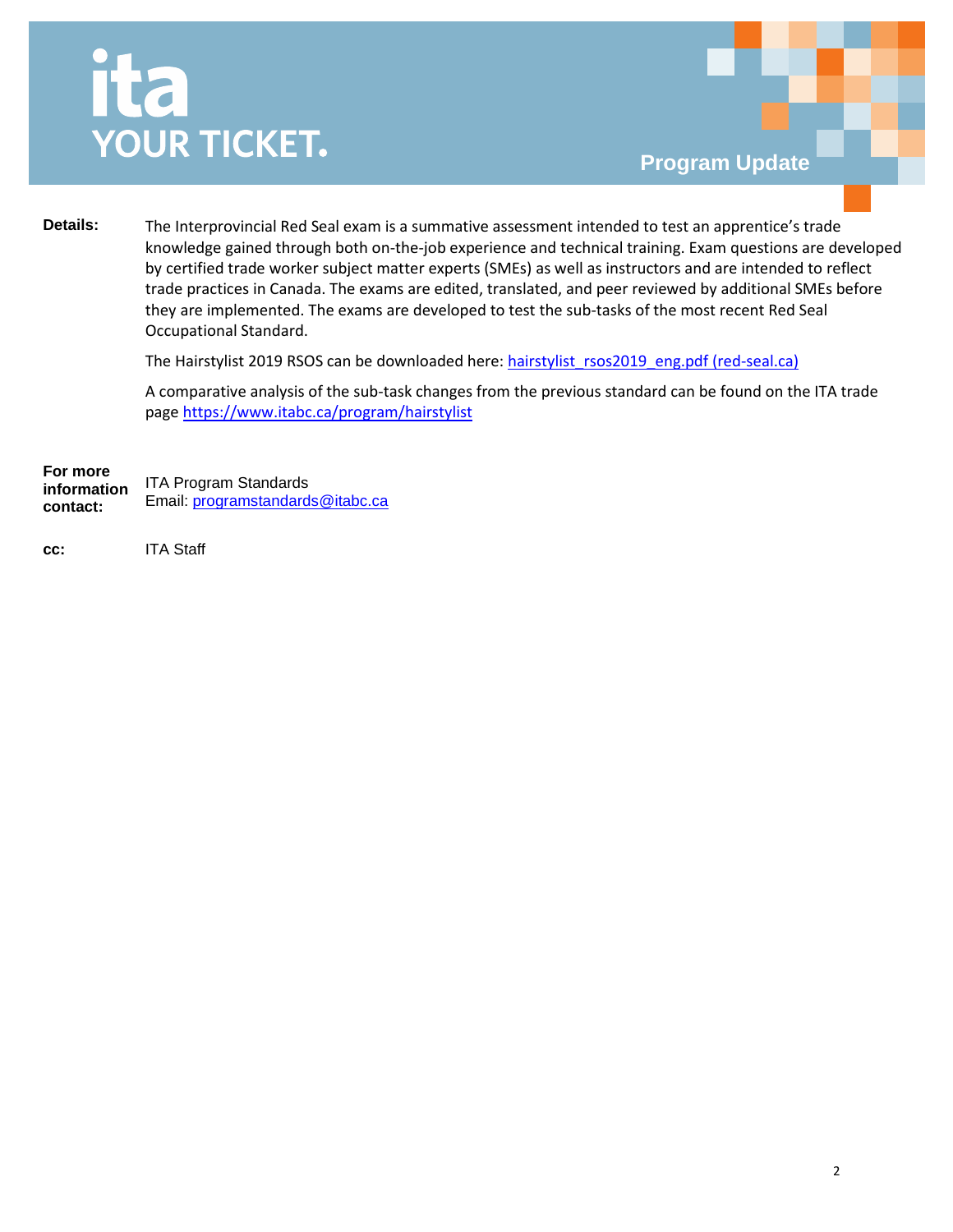# ita YOUR TICKET.

**Program Update**

**Details:**

The Interprovincial Red Seal exam is a summative assessment intended to test an apprentice's trade knowledge gained through both on-the-job experience and technical training. Exam questions are developed by certified trade worker subject matter experts (SMEs) as well as instructors and are intended to reflect trade practices in Canada. The exams are edited, translated, and peer reviewed by additional SMEs before they are implemented. The exams are developed to test the sub-tasks of the most recent Red Seal Occupational Standard.

The Hairstylist 2019 RSOS can be downloaded here: [hairstylist_rsos2019_eng.pdf (red-seal.ca)](hairstylist_rsos2019_eng.pdf (red-seal.ca))

A comparative analysis of the sub-task changes from the previous standard can be found on the ITA trade page [https://www.itabc.ca/program/hairstylist](https://www.itabc.ca/program/hairstylist)

**For more information contact:**

ITA Program Standards
Email: [programstandards@itabc.ca](mailto:programstandards@itabc.ca)

**cc:** ITA Staff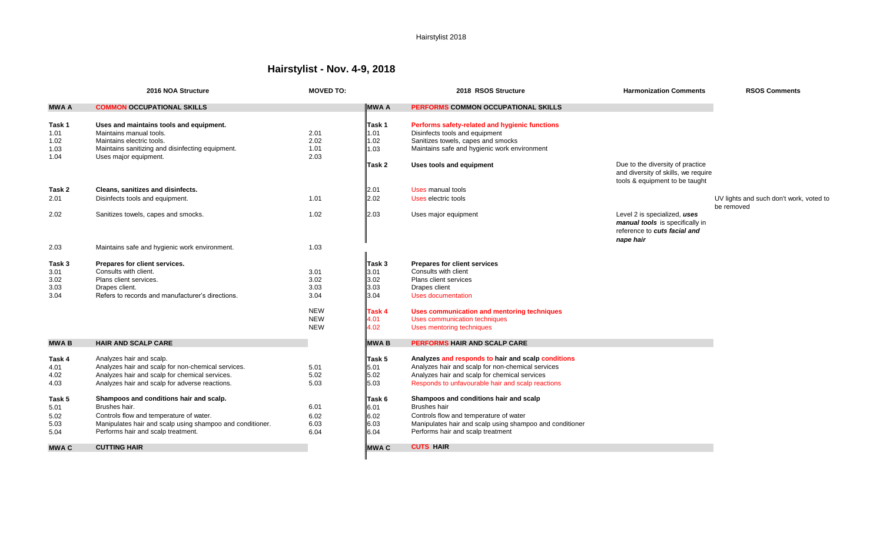# Hairstylist - Nov. 4-9, 2018

| | 2016 NOA Structure | MOVED TO: | | 2018 RSOS Structure | Harmonization Comments | RSOS Comments |
|---|---|---|---|---|---|---|
| **MWA A** | **COMMON OCCUPATIONAL SKILLS** | | **MWA A** | **PERFORMS COMMON OCCUPATIONAL SKILLS** | | |
| **Task 1** | **Uses and maintains tools and equipment.** | | **Task 1** | **Performs safety-related and hygienic functions** | | |
| 1.01 | Maintains manual tools. | 2.01 | 1.01 | Disinfects tools and equipment | | |
| 1.02 | Maintains electric tools. | 2.02 | 1.02 | Sanitizes towels, capes and smocks | | |
| 1.03 | Maintains sanitizing and disinfecting equipment. | 1.01 | 1.03 | Maintains safe and hygienic work environment | | |
| 1.04 | Uses major equipment. | 2.03 | | | | |
| | | | **Task 2** | **Uses tools and equipment** | Due to the diversity of practice and diversity of skills, we require tools & equipment to be taught | |
| **Task 2** | **Cleans, sanitizes and disinfects.** | | 2.01 | Uses manual tools | | |
| 2.01 | Disinfects tools and equipment. | 1.01 | 2.02 | Uses electric tools | | UV lights and such don't work, voted to be removed |
| 2.02 | Sanitizes towels, capes and smocks. | 1.02 | 2.03 | Uses major equipment | Level 2 is specialized, ***uses manual tools*** is specifically in reference to ***cuts facial and nape hair*** | |
| 2.03 | Maintains safe and hygienic work environment. | 1.03 | | | | |
| **Task 3** | **Prepares for client services.** | | **Task 3** | **Prepares for client services** | | |
| 3.01 | Consults with client. | 3.01 | 3.01 | Consults with client | | |
| 3.02 | Plans client services. | 3.02 | 3.02 | Plans client services | | |
| 3.03 | Drapes client. | 3.03 | 3.03 | Drapes client | | |
| 3.04 | Refers to records and manufacturer's directions. | 3.04 | 3.04 | Uses documentation | | |
| | | NEW | **Task 4** | **Uses communication and mentoring techniques** | | |
| | | NEW | 4.01 | Uses communication techniques | | |
| | | NEW | 4.02 | Uses mentoring techniques | | |
| **MWA B** | **HAIR AND SCALP CARE** | | **MWA B** | **PERFORMS HAIR AND SCALP CARE** | | |
| **Task 4** | Analyzes hair and scalp. | | **Task 5** | **Analyzes and responds to hair and scalp conditions** | | |
| 4.01 | Analyzes hair and scalp for non-chemical services. | 5.01 | 5.01 | Analyzes hair and scalp for non-chemical services | | |
| 4.02 | Analyzes hair and scalp for chemical services. | 5.02 | 5.02 | Analyzes hair and scalp for chemical services | | |
| 4.03 | Analyzes hair and scalp for adverse reactions. | 5.03 | 5.03 | Responds to unfavourable hair and scalp reactions | | |
| **Task 5** | **Shampoos and conditions hair and scalp.** | | **Task 6** | **Shampoos and conditions hair and scalp** | | |
| 5.01 | Brushes hair. | 6.01 | 6.01 | Brushes hair | | |
| 5.02 | Controls flow and temperature of water. | 6.02 | 6.02 | Controls flow and temperature of water | | |
| 5.03 | Manipulates hair and scalp using shampoo and conditioner. | 6.03 | 6.03 | Manipulates hair and scalp using shampoo and conditioner | | |
| 5.04 | Performs hair and scalp treatment. | 6.04 | 6.04 | Performs hair and scalp treatment | | |
| **MWA C** | **CUTTING HAIR** | | **MWA C** | **CUTS HAIR** | | |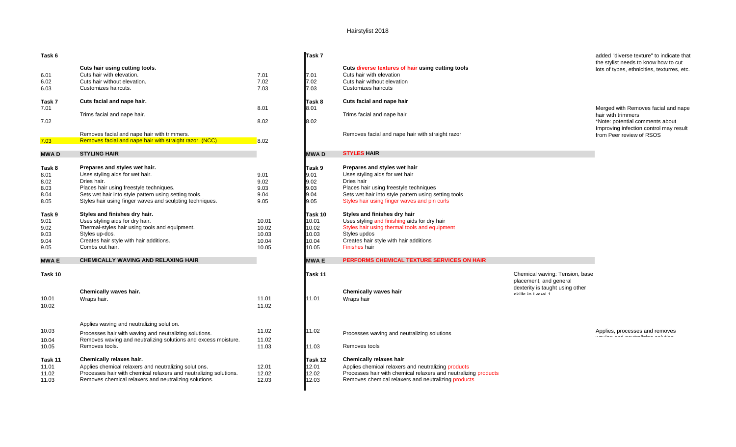Hairstylist 2018

| Old # | Old Description | Maps to | New # | New Description | Notes | Comments |
|---|---|---|---|---|---|---|
| **Task 6** | | | **Task 7** | | | added "diverse texture" to indicate that the stylist needs to know how to cut lots of types, ethnicities, texturres, etc. |
| | **Cuts hair using cutting tools.** | | | **Cuts diverse textures of hair using cutting tools** | | |
| 6.01 | Cuts hair with elevation. | 7.01 | 7.01 | Cuts hair with elevation | | |
| 6.02 | Cuts hair without elevation. | 7.02 | 7.02 | Cuts hair without elevation | | |
| 6.03 | Customizes haircuts. | 7.03 | 7.03 | Customizes haircuts | | |
| **Task 7** | **Cuts facial and nape hair.** | | **Task 8** | **Cuts facial and nape hair** | | |
| 7.01 | Trims facial and nape hair. | 8.01 | 8.01 | Trims facial and nape hair | | Merged with Removes facial and nape hair with trimmers |
| 7.02 | Removes facial and nape hair with trimmers. | 8.02 | 8.02 | | | *Note: potential comments about Improving infection control may result from Peer review of RSOS |
| 7.03 | Removes facial and nape hair with straight razor. (NCC) | 8.02 | | Removes facial and nape hair with straight razor | | |
| **MWA D** | **STYLING HAIR** | | **MWA D** | **STYLES HAIR** | | |
| **Task 8** | **Prepares and styles wet hair.** | | **Task 9** | **Prepares and styles wet hair** | | |
| 8.01 | Uses styling aids for wet hair. | 9.01 | 9.01 | Uses styling aids for wet hair | | |
| 8.02 | Dries hair. | 9.02 | 9.02 | Dries hair | | |
| 8.03 | Places hair using freestyle techniques. | 9.03 | 9.03 | Places hair using freestyle techniques | | |
| 8.04 | Sets wet hair into style pattern using setting tools. | 9.04 | 9.04 | Sets wet hair into style pattern using setting tools | | |
| 8.05 | Styles hair using finger waves and sculpting techniques. | 9.05 | 9.05 | Styles hair using finger waves and pin curls | | |
| **Task 9** | **Styles and finishes dry hair.** | | **Task 10** | **Styles and finishes dry hair** | | |
| 9.01 | Uses styling aids for dry hair. | 10.01 | 10.01 | Uses styling and finishing aids for dry hair | | |
| 9.02 | Thermal-styles hair using tools and equipment. | 10.02 | 10.02 | Styles hair using thermal tools and equipment | | |
| 9.03 | Styles up-dos. | 10.03 | 10.03 | Styles updos | | |
| 9.04 | Creates hair style with hair additions. | 10.04 | 10.04 | Creates hair style with hair additions | | |
| 9.05 | Combs out hair. | 10.05 | 10.05 | Finishes hair | | |
| **MWA E** | **CHEMICALLY WAVING AND RELAXING HAIR** | | **MWA E** | **PERFORMS CHEMICAL TEXTURE SERVICES ON HAIR** | | |
| **Task 10** | **Chemically waves hair.** | | **Task 11** | **Chemically waves hair** | Chemical waving: Tension, base placement, and general dexterity is taught using other skills in Level 1 | |
| 10.01 | Wraps hair. | 11.01 | 11.01 | Wraps hair | | |
| 10.02 | Applies waving and neutralizing solution. | 11.02 | | | | |
| 10.03 | Processes hair with waving and neutralizing solutions. | 11.02 | 11.02 | Processes waving and neutralizing solutions | | Applies, processes and removes waving and neutralizing solution |
| 10.04 | Removes waving and neutralizing solutions and excess moisture. | 11.02 | | | | |
| 10.05 | Removes tools. | 11.03 | 11.03 | Removes tools | | |
| **Task 11** | **Chemically relaxes hair.** | | **Task 12** | **Chemically relaxes hair** | | |
| 11.01 | Applies chemical relaxers and neutralizing solutions. | 12.01 | 12.01 | Applies chemical relaxers and neutralizing products | | |
| 11.02 | Processes hair with chemical relaxers and neutralizing solutions. | 12.02 | 12.02 | Processes hair with chemical relaxers and neutralizing products | | |
| 11.03 | Removes chemical relaxers and neutralizing solutions. | 12.03 | 12.03 | Removes chemical relaxers and neutralizing products | | |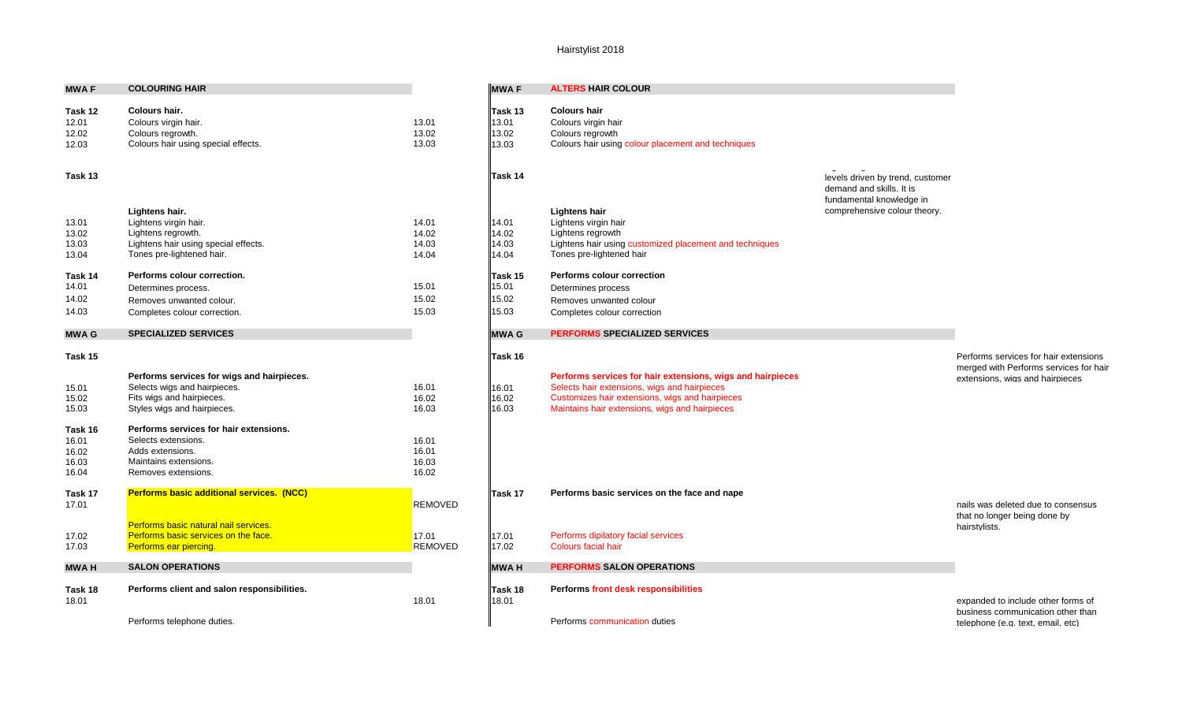Hairstylist 2018

| MWA F | COLOURING HAIR | | MWA F | ALTERS HAIR COLOUR | | |
|---|---|---|---|---|---|---|
| **Task 12** | **Colours hair.** | | **Task 13** | **Colours hair** | | |
| 12.01 | Colours virgin hair. | 13.01 | 13.01 | Colours virgin hair | | |
| 12.02 | Colours regrowth. | 13.02 | 13.02 | Colours regrowth | | |
| 12.03 | Colours hair using special effects. | 13.03 | 13.03 | Colours hair using colour placement and techniques | | |
| **Task 13** | | | **Task 14** | | levels driven by trend, customer demand and skills. It is fundamental knowledge in comprehensive colour theory. | |
| | **Lightens hair.** | | | **Lightens hair** | | |
| 13.01 | Lightens virgin hair. | 14.01 | 14.01 | Lightens virgin hair | | |
| 13.02 | Lightens regrowth. | 14.02 | 14.02 | Lightens regrowth | | |
| 13.03 | Lightens hair using special effects. | 14.03 | 14.03 | Lightens hair using customized placement and techniques | | |
| 13.04 | Tones pre-lightened hair. | 14.04 | 14.04 | Tones pre-lightened hair | | |
| **Task 14** | **Performs colour correction.** | | **Task 15** | **Performs colour correction** | | |
| 14.01 | Determines process. | 15.01 | 15.01 | Determines process | | |
| 14.02 | Removes unwanted colour. | 15.02 | 15.02 | Removes unwanted colour | | |
| 14.03 | Completes colour correction. | 15.03 | 15.03 | Completes colour correction | | |
| **MWA G** | **SPECIALIZED SERVICES** | | **MWA G** | **PERFORMS SPECIALIZED SERVICES** | | |
| **Task 15** | | | **Task 16** | | | Performs services for hair extensions merged with Performs services for hair extensions, wigs and hairpieces |
| | **Performs services for wigs and hairpieces.** | | | **Performs services for hair extensions, wigs and hairpieces** | | |
| 15.01 | Selects wigs and hairpieces. | 16.01 | 16.01 | Selects hair extensions, wigs and hairpieces | | |
| 15.02 | Fits wigs and hairpieces. | 16.02 | 16.02 | Customizes hair extensions, wigs and hairpieces | | |
| 15.03 | Styles wigs and hairpieces. | 16.03 | 16.03 | Maintains hair extensions, wigs and hairpieces | | |
| **Task 16** | **Performs services for hair extensions.** | | | | | |
| 16.01 | Selects extensions. | 16.01 | | | | |
| 16.02 | Adds extensions. | 16.01 | | | | |
| 16.03 | Maintains extensions. | 16.03 | | | | |
| 16.04 | Removes extensions. | 16.02 | | | | |
| **Task 17** | **Performs basic additional services. (NCC)** | | **Task 17** | **Performs basic services on the face and nape** | | |
| 17.01 | Performs basic natural nail services. | REMOVED | | | | nails was deleted due to consensus that no longer being done by hairstylists. |
| 17.02 | Performs basic services on the face. | 17.01 | 17.01 | Performs dipilatory facial services | | |
| 17.03 | Performs ear piercing. | REMOVED | 17.02 | Colours facial hair | | |
| **MWA H** | **SALON OPERATIONS** | | **MWA H** | **PERFORMS SALON OPERATIONS** | | |
| **Task 18** | **Performs client and salon responsibilities.** | | **Task 18** | **Performs front desk responsibilities** | | |
| 18.01 | Performs telephone duties. | 18.01 | 18.01 | Performs communication duties | | expanded to include other forms of business communication other than telephone (e.g. text, email, etc) |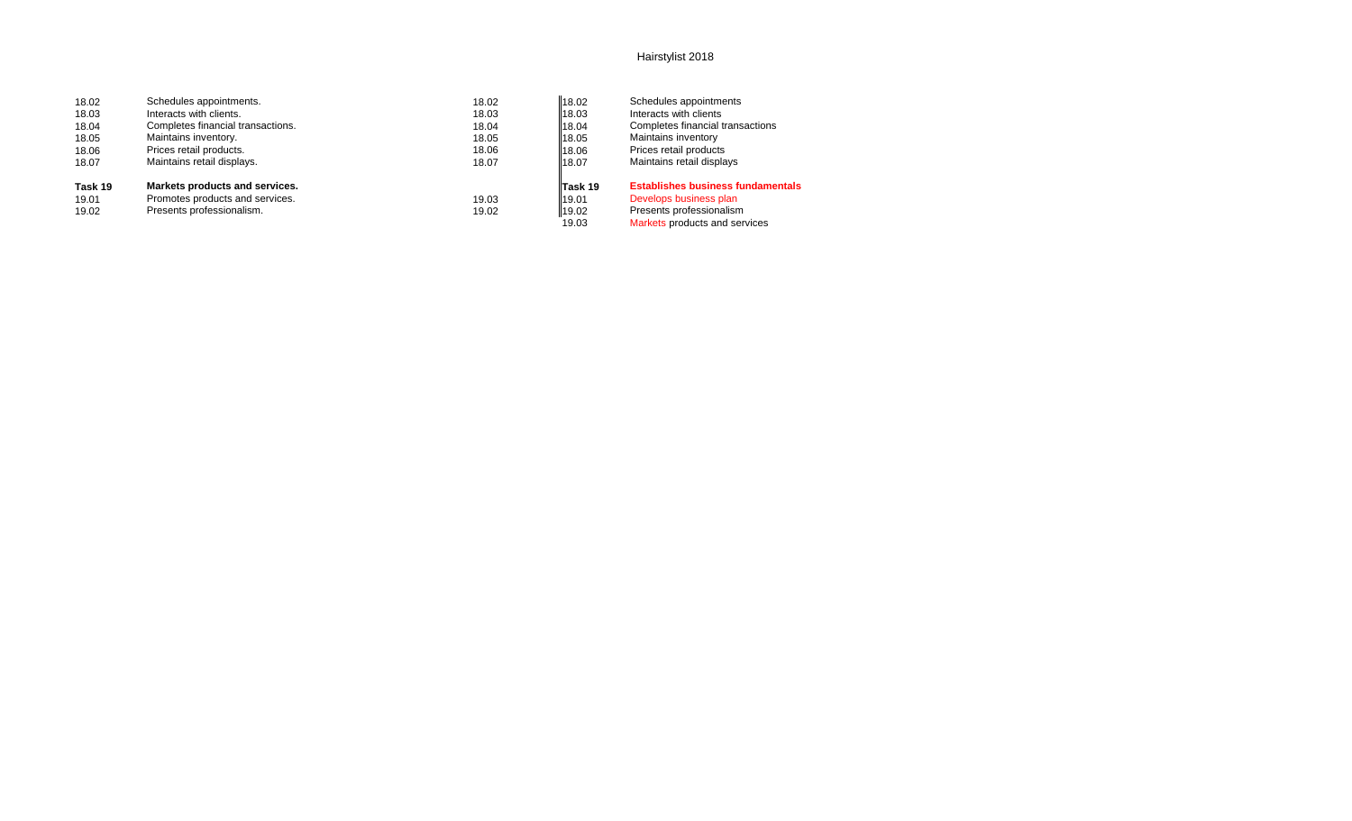| | | | | |
|---|---|---|---|---|
| 18.02 | Schedules appointments. | 18.02 | 18.02 | Schedules appointments |
| 18.03 | Interacts with clients. | 18.03 | 18.03 | Interacts with clients |
| 18.04 | Completes financial transactions. | 18.04 | 18.04 | Completes financial transactions |
| 18.05 | Maintains inventory. | 18.05 | 18.05 | Maintains inventory |
| 18.06 | Prices retail products. | 18.06 | 18.06 | Prices retail products |
| 18.07 | Maintains retail displays. | 18.07 | 18.07 | Maintains retail displays |
| **Task 19** | **Markets products and services.** | | **Task 19** | **Establishes business fundamentals** |
| 19.01 | Promotes products and services. | 19.03 | 19.01 | Develops business plan |
| 19.02 | Presents professionalism. | 19.02 | 19.02 | Presents professionalism |
| | | | 19.03 | Markets products and services |